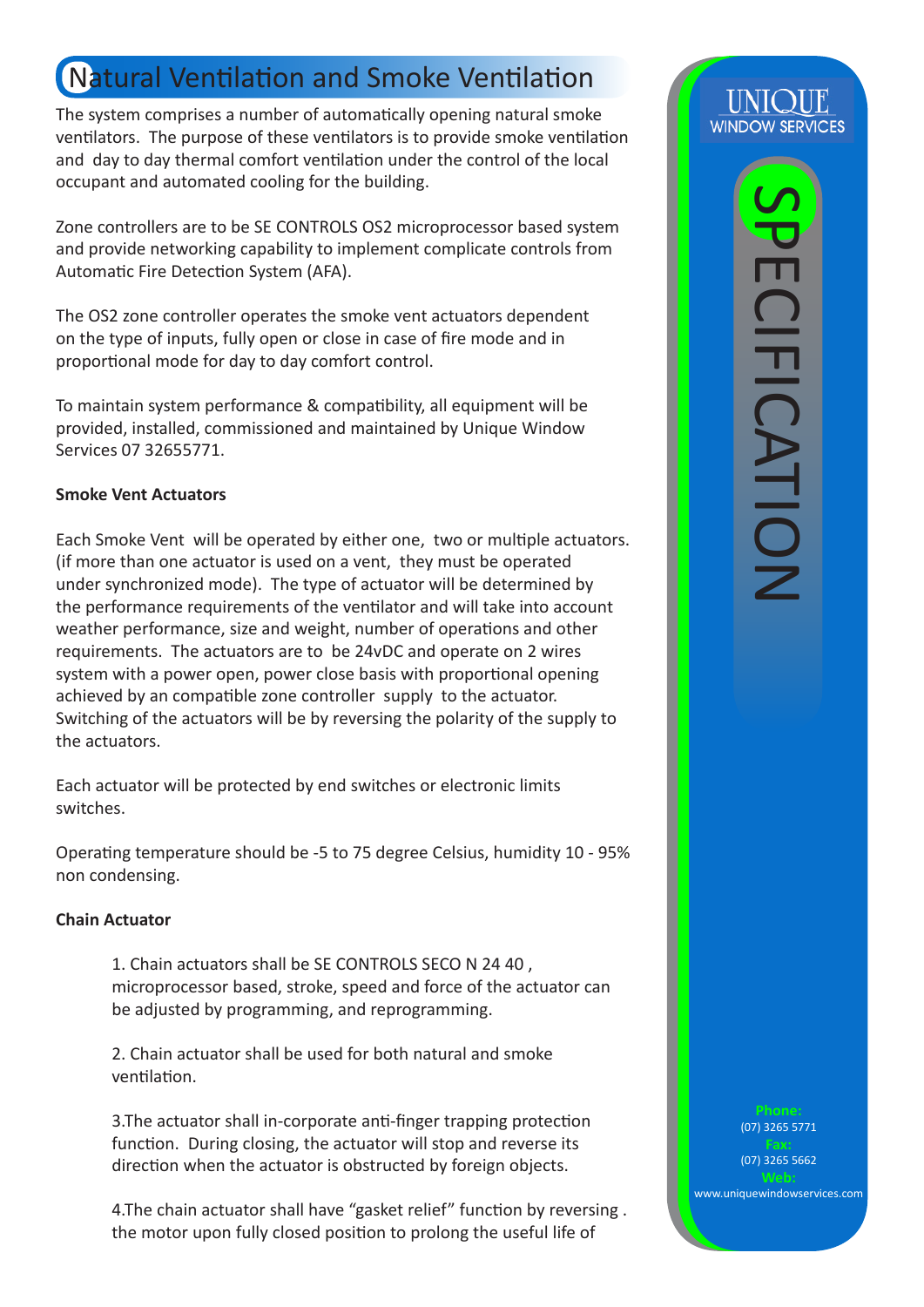# Natural Ventilation and Smoke Ventilation

The system comprises a number of automatically opening natural smoke ventilators. The purpose of these ventilators is to provide smoke ventilation and day to day thermal comfort ventilation under the control of the local occupant and automated cooling for the building.

Zone controllers are to be SE CONTROLS OS2 microprocessor based system and provide networking capability to implement complicate controls from Automatic Fire Detection System (AFA).

The OS2 zone controller operates the smoke vent actuators dependent on the type of inputs, fully open or close in case of fire mode and in proportional mode for day to day comfort control.

To maintain system performance & compatibility, all equipment will be provided, installed, commissioned and maintained by Unique Window Services 07 32655771.

**Smoke Vent Actuators**

Each Smoke Vent will be operated by either one, two or multiple actuators. (if more than one actuator is used on a vent, they must be operated under synchronized mode). The type of actuator will be determined by the performance requirements of the ventilator and will take into account weather performance, size and weight, number of operations and other requirements. The actuators are to be 24vDC and operate on 2 wires system with a power open, power close basis with proportional opening achieved by an compatible zone controller supply to the actuator. Switching of the actuators will be by reversing the polarity of the supply to the actuators.

Each actuator will be protected by end switches or electronic limits switches.

Operating temperature should be -5 to 75 degree Celsius, humidity 10 - 95% non condensing.

**Chain Actuator**

1. Chain actuators shall be SE CONTROLS SECO N 24 40 , microprocessor based, stroke, speed and force of the actuator can be adjusted by programming, and reprogramming.

2. Chain actuator shall be used for both natural and smoke ventilation.

3.The actuator shall in-corporate anti-finger trapping protection function. During closing, the actuator will stop and reverse its direction when the actuator is obstructed by foreign objects.

4.The chain actuator shall have "gasket relief" function by reversing . the motor upon fully closed position to prolong the useful life of

UNIQUE WINDOW SERVICES

SPECIFICATION

**Phone:** (07) 3265 5771
**Fax:** (07) 3265 5662
**Web:** www.uniquewindowservices.com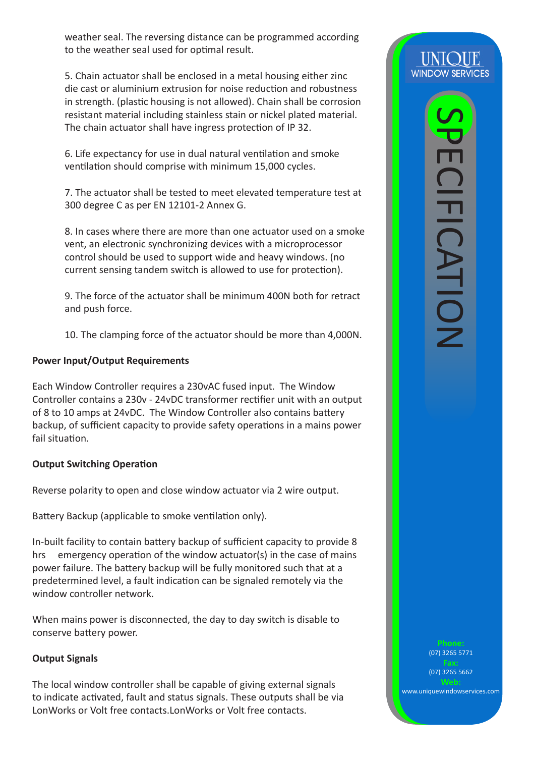weather seal. The reversing distance can be programmed according to the weather seal used for optimal result.

5. Chain actuator shall be enclosed in a metal housing either zinc die cast or aluminium extrusion for noise reduction and robustness in strength. (plastic housing is not allowed). Chain shall be corrosion resistant material including stainless stain or nickel plated material. The chain actuator shall have ingress protection of IP 32.

6. Life expectancy for use in dual natural ventilation and smoke ventilation should comprise with minimum 15,000 cycles.

7. The actuator shall be tested to meet elevated temperature test at 300 degree C as per EN 12101-2 Annex G.

8. In cases where there are more than one actuator used on a smoke vent, an electronic synchronizing devices with a microprocessor control should be used to support wide and heavy windows. (no current sensing tandem switch is allowed to use for protection).

9. The force of the actuator shall be minimum 400N both for retract and push force.

10. The clamping force of the actuator should be more than 4,000N.

**Power Input/Output Requirements**

Each Window Controller requires a 230vAC fused input. The Window Controller contains a 230v - 24vDC transformer rectifier unit with an output of 8 to 10 amps at 24vDC. The Window Controller also contains battery backup, of sufficient capacity to provide safety operations in a mains power fail situation.

**Output Switching Operation**

Reverse polarity to open and close window actuator via 2 wire output.

Battery Backup (applicable to smoke ventilation only).

In-built facility to contain battery backup of sufficient capacity to provide 8 hrs emergency operation of the window actuator(s) in the case of mains power failure. The battery backup will be fully monitored such that at a predetermined level, a fault indication can be signaled remotely via the window controller network.

When mains power is disconnected, the day to day switch is disable to conserve battery power.

**Output Signals**

The local window controller shall be capable of giving external signals to indicate activated, fault and status signals. These outputs shall be via LonWorks or Volt free contacts.LonWorks or Volt free contacts.

UNIQUE
WINDOW SERVICES

SPECIFICATION

Phone:
(07) 3265 5771
Fax:
(07) 3265 5662
Web:
www.uniquewindowservices.com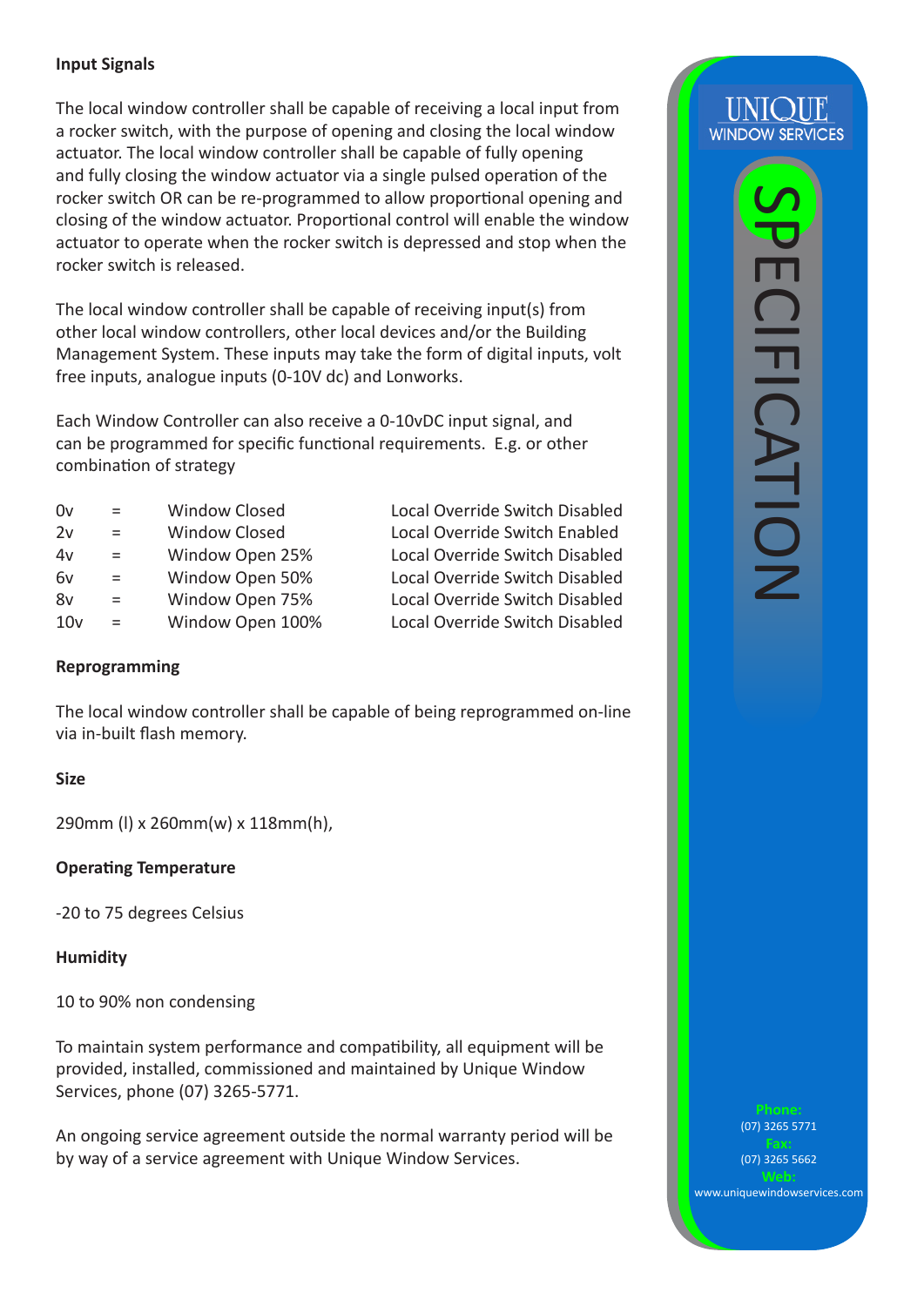**Input Signals**

The local window controller shall be capable of receiving a local input from a rocker switch, with the purpose of opening and closing the local window actuator. The local window controller shall be capable of fully opening and fully closing the window actuator via a single pulsed operation of the rocker switch OR can be re-programmed to allow proportional opening and closing of the window actuator. Proportional control will enable the window actuator to operate when the rocker switch is depressed and stop when the rocker switch is released.

The local window controller shall be capable of receiving input(s) from other local window controllers, other local devices and/or the Building Management System. These inputs may take the form of digital inputs, volt free inputs, analogue inputs (0-10V dc) and Lonworks.

Each Window Controller can also receive a 0-10vDC input signal, and can be programmed for specific functional requirements. E.g. or other combination of strategy

| | | | |
|---|---|---|---|
| 0v | = | Window Closed | Local Override Switch Disabled |
| 2v | = | Window Closed | Local Override Switch Enabled |
| 4v | = | Window Open 25% | Local Override Switch Disabled |
| 6v | = | Window Open 50% | Local Override Switch Disabled |
| 8v | = | Window Open 75% | Local Override Switch Disabled |
| 10v | = | Window Open 100% | Local Override Switch Disabled |

**Reprogramming**

The local window controller shall be capable of being reprogrammed on-line via in-built flash memory.

**Size**

290mm (l) x 260mm(w) x 118mm(h),

**Operating Temperature**

-20 to 75 degrees Celsius

**Humidity**

10 to 90% non condensing

To maintain system performance and compatibility, all equipment will be provided, installed, commissioned and maintained by Unique Window Services, phone (07) 3265-5771.

An ongoing service agreement outside the normal warranty period will be by way of a service agreement with Unique Window Services.

UNIQUE WINDOW SERVICES

SPECIFICATION

**Phone:** (07) 3265 5771
**Fax:** (07) 3265 5662
**Web:** www.uniquewindowservices.com